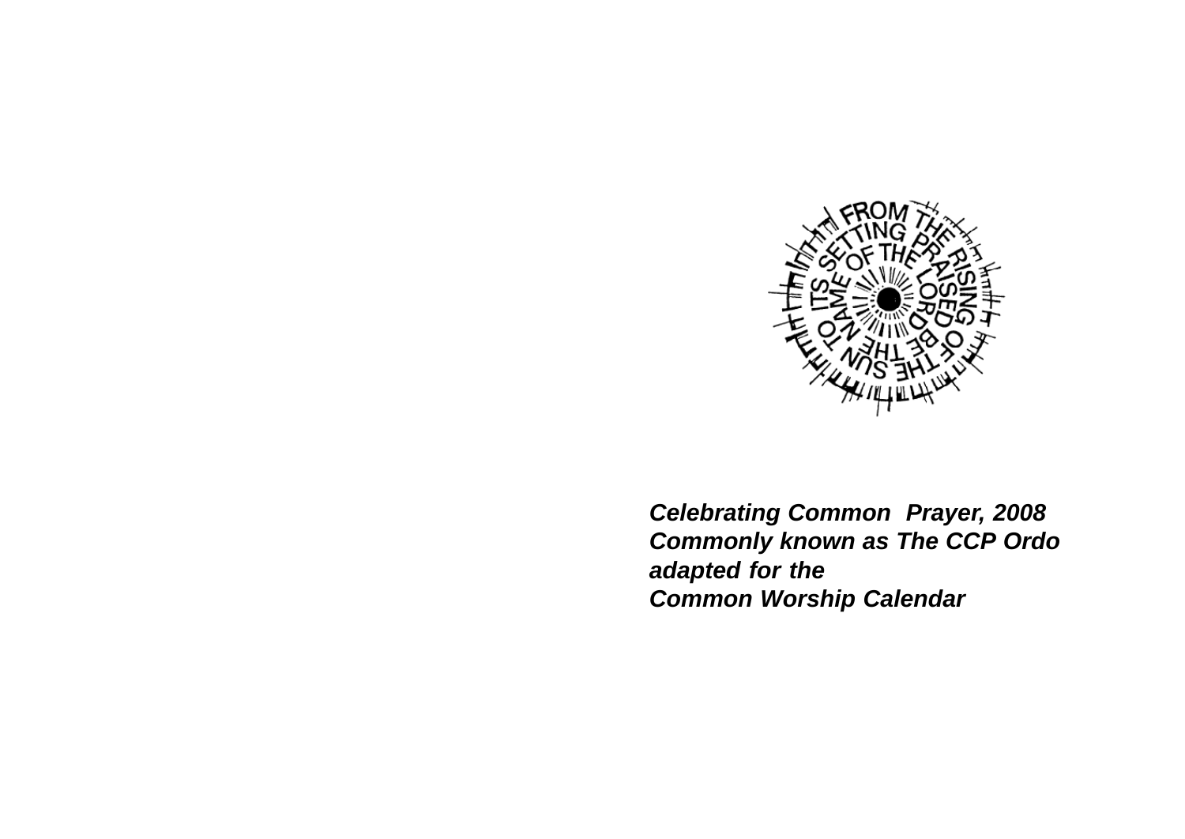*Celebrating Common Prayer, 2008*
*Commonly known as The CCP Ordo*
*adapted for the*
*Common Worship Calendar*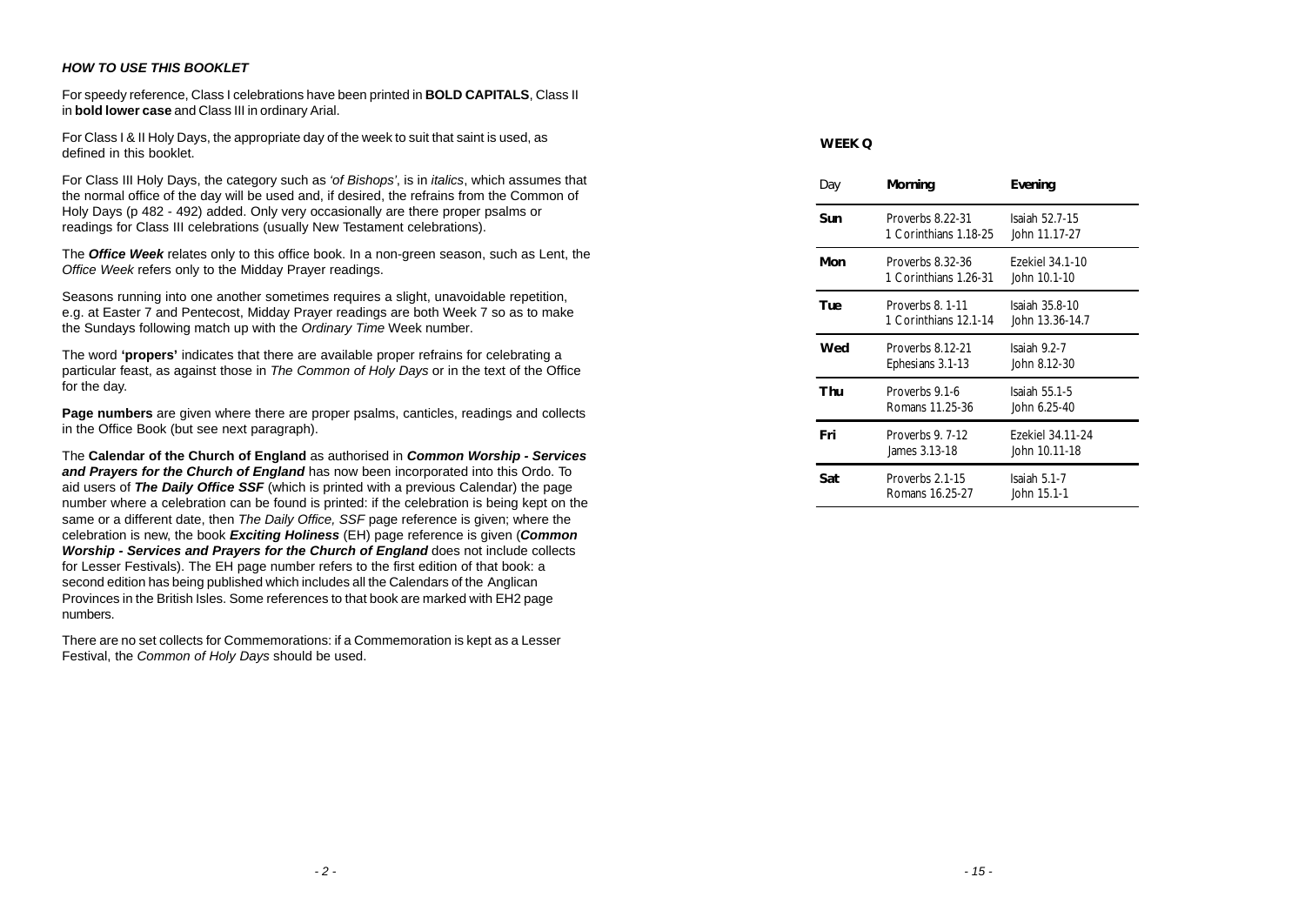### *HOW TO USE THIS BOOKLET*

For speedy reference, Class I celebrations have been printed in **BOLD CAPITALS**, Class II in **bold lower case** and Class III in ordinary Arial.

For Class I & II Holy Days, the appropriate day of the week to suit that saint is used, as defined in this booklet.

For Class III Holy Days, the category such as *'of Bishops'*, is in *italics*, which assumes that the normal office of the day will be used and, if desired, the refrains from the Common of Holy Days (p 482 - 492) added. Only very occasionally are there proper psalms or readings for Class III celebrations (usually New Testament celebrations).

The ***Office Week*** relates only to this office book. In a non-green season, such as Lent, the *Office Week* refers only to the Midday Prayer readings.

Seasons running into one another sometimes requires a slight, unavoidable repetition, e.g. at Easter 7 and Pentecost, Midday Prayer readings are both Week 7 so as to make the Sundays following match up with the *Ordinary Time* Week number.

The word **'propers'** indicates that there are available proper refrains for celebrating a particular feast, as against those in *The Common of Holy Days* or in the text of the Office for the day.

**Page numbers** are given where there are proper psalms, canticles, readings and collects in the Office Book (but see next paragraph).

The **Calendar of the Church of England** as authorised in ***Common Worship - Services and Prayers for the Church of England*** has now been incorporated into this Ordo. To aid users of ***The Daily Office SSF*** (which is printed with a previous Calendar) the page number where a celebration can be found is printed: if the celebration is being kept on the same or a different date, then *The Daily Office, SSF* page reference is given; where the celebration is new, the book ***Exciting Holiness*** (EH) page reference is given (***Common Worship - Services and Prayers for the Church of England*** does not include collects for Lesser Festivals). The EH page number refers to the first edition of that book: a second edition has being published which includes all the Calendars of the Anglican Provinces in the British Isles. Some references to that book are marked with EH2 page numbers.

There are no set collects for Commemorations: if a Commemoration is kept as a Lesser Festival, the *Common of Holy Days* should be used.

### WEEK Q

| Day | Morning | Evening |
|---|---|---|
| **Sun** | Proverbs 8.22-31<br>1 Corinthians 1.18-25 | Isaiah 52.7-15<br>John 11.17-27 |
| **Mon** | Proverbs 8.32-36<br>1 Corinthians 1.26-31 | Ezekiel 34.1-10<br>John 10.1-10 |
| **Tue** | Proverbs 8. 1-11<br>1 Corinthians 12.1-14 | Isaiah 35.8-10<br>John 13.36-14.7 |
| **Wed** | Proverbs 8.12-21<br>Ephesians 3.1-13 | Isaiah 9.2-7<br>John 8.12-30 |
| **Thu** | Proverbs 9.1-6<br>Romans 11.25-36 | Isaiah 55.1-5<br>John 6.25-40 |
| **Fri** | Proverbs 9. 7-12<br>James 3.13-18 | Ezekiel 34.11-24<br>John 10.11-18 |
| **Sat** | Proverbs 2.1-15<br>Romans 16.25-27 | Isaiah 5.1-7<br>John 15.1-1 |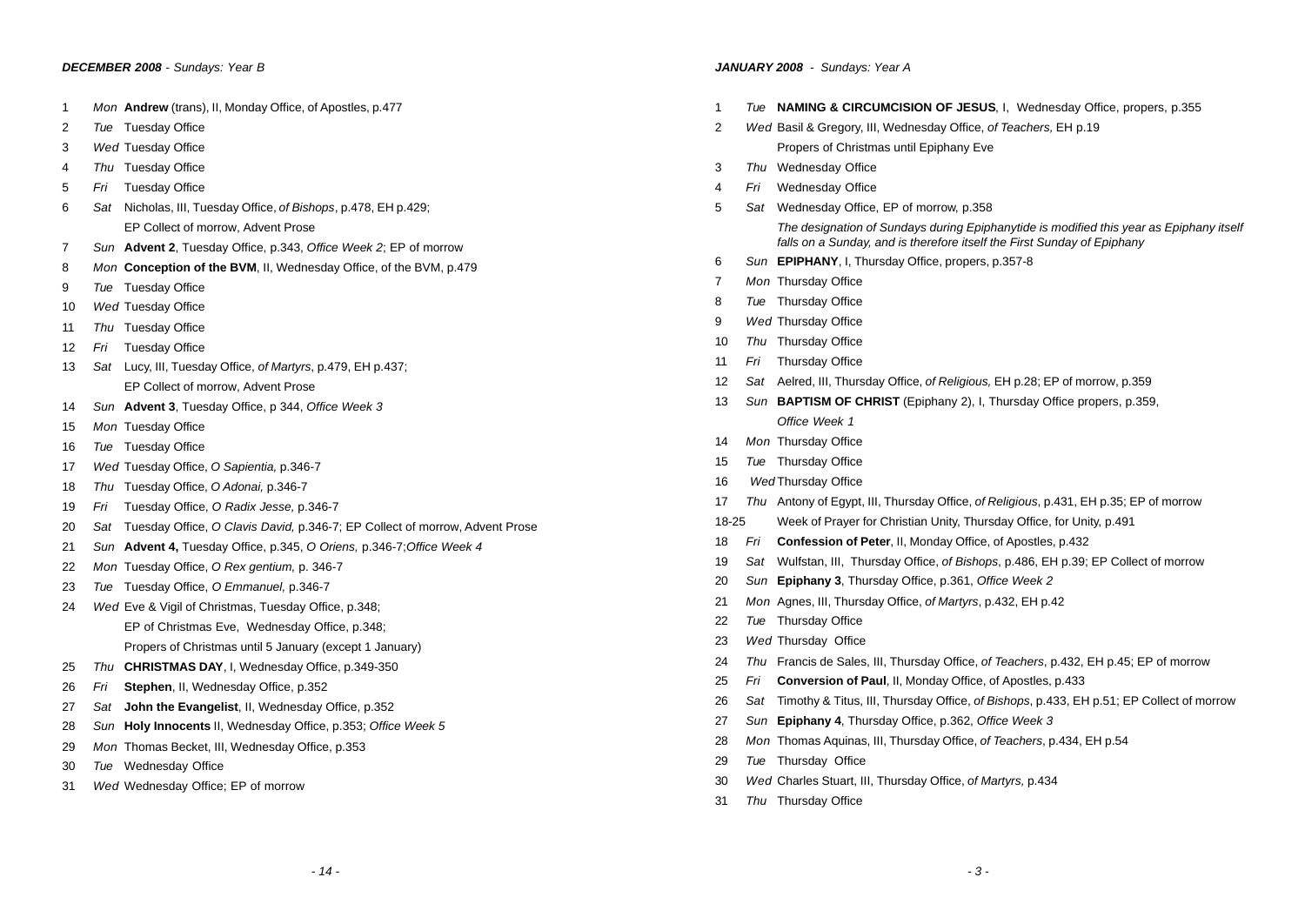### *DECEMBER 2008* - *Sundays: Year B*

1 *Mon* **Andrew** (trans), II, Monday Office, of Apostles, p.477
2 *Tue* Tuesday Office
3 *Wed* Tuesday Office
4 *Thu* Tuesday Office
5 *Fri* Tuesday Office
6 *Sat* Nicholas, III, Tuesday Office, *of Bishops*, p.478, EH p.429;
EP Collect of morrow, Advent Prose
7 *Sun* **Advent 2**, Tuesday Office, p.343, *Office Week 2*; EP of morrow
8 *Mon* **Conception of the BVM**, II, Wednesday Office, of the BVM, p.479
9 *Tue* Tuesday Office
10 *Wed* Tuesday Office
11 *Thu* Tuesday Office
12 *Fri* Tuesday Office
13 *Sat* Lucy, III, Tuesday Office, *of Martyrs*, p.479, EH p.437;
EP Collect of morrow, Advent Prose
14 *Sun* **Advent 3**, Tuesday Office, p 344, *Office Week 3*
15 *Mon* Tuesday Office
16 *Tue* Tuesday Office
17 *Wed* Tuesday Office, *O Sapientia,* p.346-7
18 *Thu* Tuesday Office, *O Adonai,* p.346-7
19 *Fri* Tuesday Office, *O Radix Jesse,* p.346-7
20 *Sat* Tuesday Office, *O Clavis David,* p.346-7; EP Collect of morrow, Advent Prose
21 *Sun* **Advent 4,** Tuesday Office, p.345, *O Oriens,* p.346-7;*Office Week 4*
22 *Mon* Tuesday Office, *O Rex gentium,* p. 346-7
23 *Tue* Tuesday Office, *O Emmanuel,* p.346-7
24 *Wed* Eve & Vigil of Christmas, Tuesday Office, p.348;
EP of Christmas Eve, Wednesday Office, p.348;
Propers of Christmas until 5 January (except 1 January)
25 *Thu* **CHRISTMAS DAY**, I, Wednesday Office, p.349-350
26 *Fri* **Stephen**, II, Wednesday Office, p.352
27 *Sat* **John the Evangelist**, II, Wednesday Office, p.352
28 *Sun* **Holy Innocents** II, Wednesday Office, p.353; *Office Week 5*
29 *Mon* Thomas Becket, III, Wednesday Office, p.353
30 *Tue* Wednesday Office
31 *Wed* Wednesday Office; EP of morrow

### *JANUARY 2008* - *Sundays: Year A*

1 *Tue* **NAMING & CIRCUMCISION OF JESUS**, I, Wednesday Office, propers, p.355
2 *Wed* Basil & Gregory, III, Wednesday Office, *of Teachers,* EH p.19
Propers of Christmas until Epiphany Eve
3 *Thu* Wednesday Office
4 *Fri* Wednesday Office
5 *Sat* Wednesday Office, EP of morrow, p.358
*The designation of Sundays during Epiphanytide is modified this year as Epiphany itself falls on a Sunday, and is therefore itself the First Sunday of Epiphany*
6 *Sun* **EPIPHANY**, I, Thursday Office, propers, p.357-8
7 *Mon* Thursday Office
8 *Tue* Thursday Office
9 *Wed* Thursday Office
10 *Thu* Thursday Office
11 *Fri* Thursday Office
12 *Sat* Aelred, III, Thursday Office, *of Religious,* EH p.28; EP of morrow, p.359
13 *Sun* **BAPTISM OF CHRIST** (Epiphany 2), I, Thursday Office propers, p.359,
*Office Week 1*
14 *Mon* Thursday Office
15 *Tue* Thursday Office
16 *Wed* Thursday Office
17 *Thu* Antony of Egypt, III, Thursday Office, *of Religious*, p.431, EH p.35; EP of morrow
18-25 Week of Prayer for Christian Unity, Thursday Office, for Unity, p.491
18 *Fri* **Confession of Peter**, II, Monday Office, of Apostles, p.432
19 *Sat* Wulfstan, III, Thursday Office, *of Bishops*, p.486, EH p.39; EP Collect of morrow
20 *Sun* **Epiphany 3**, Thursday Office, p.361, *Office Week 2*
21 *Mon* Agnes, III, Thursday Office, *of Martyrs*, p.432, EH p.42
22 *Tue* Thursday Office
23 *Wed* Thursday Office
24 *Thu* Francis de Sales, III, Thursday Office, *of Teachers*, p.432, EH p.45; EP of morrow
25 *Fri* **Conversion of Paul**, II, Monday Office, of Apostles, p.433
26 *Sat* Timothy & Titus, III, Thursday Office, *of Bishops*, p.433, EH p.51; EP Collect of morrow
27 *Sun* **Epiphany 4**, Thursday Office, p.362, *Office Week 3*
28 *Mon* Thomas Aquinas, III, Thursday Office, *of Teachers*, p.434, EH p.54
29 *Tue* Thursday Office
30 *Wed* Charles Stuart, III, Thursday Office, *of Martyrs,* p.434
31 *Thu* Thursday Office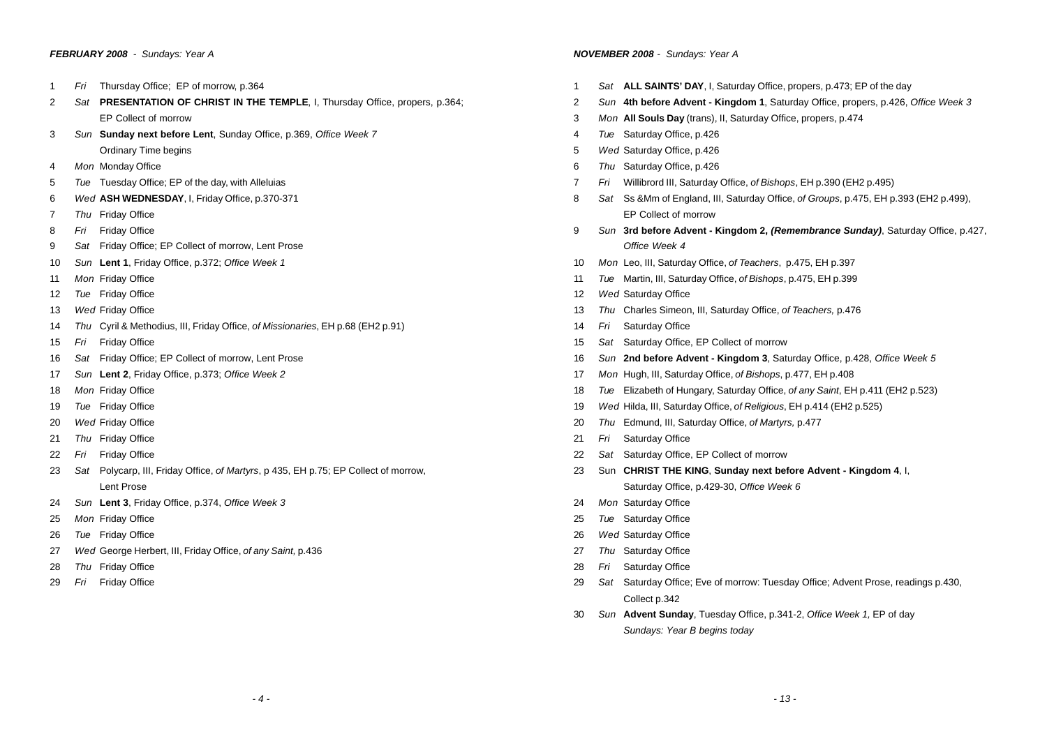***FEBRUARY 2008** - Sundays: Year A*

| | | |
|---|---|---|
| 1 | *Fri* | Thursday Office; EP of morrow, p.364 |
| 2 | *Sat* | **PRESENTATION OF CHRIST IN THE TEMPLE**, I, Thursday Office, propers, p.364; EP Collect of morrow |
| 3 | *Sun* | **Sunday next before Lent**, Sunday Office, p.369, *Office Week 7* Ordinary Time begins |
| 4 | *Mon* | Monday Office |
| 5 | *Tue* | Tuesday Office; EP of the day, with Alleluias |
| 6 | *Wed* | **ASH WEDNESDAY**, I, Friday Office, p.370-371 |
| 7 | *Thu* | Friday Office |
| 8 | *Fri* | Friday Office |
| 9 | *Sat* | Friday Office; EP Collect of morrow, Lent Prose |
| 10 | *Sun* | **Lent 1**, Friday Office, p.372; *Office Week 1* |
| 11 | *Mon* | Friday Office |
| 12 | *Tue* | Friday Office |
| 13 | *Wed* | Friday Office |
| 14 | *Thu* | Cyril & Methodius, III, Friday Office, *of Missionaries*, EH p.68 (EH2 p.91) |
| 15 | *Fri* | Friday Office |
| 16 | *Sat* | Friday Office; EP Collect of morrow, Lent Prose |
| 17 | *Sun* | **Lent 2**, Friday Office, p.373; *Office Week 2* |
| 18 | *Mon* | Friday Office |
| 19 | *Tue* | Friday Office |
| 20 | *Wed* | Friday Office |
| 21 | *Thu* | Friday Office |
| 22 | *Fri* | Friday Office |
| 23 | *Sat* | Polycarp, III, Friday Office, *of Martyrs*, p 435, EH p.75; EP Collect of morrow, Lent Prose |
| 24 | *Sun* | **Lent 3**, Friday Office, p.374, *Office Week 3* |
| 25 | *Mon* | Friday Office |
| 26 | *Tue* | Friday Office |
| 27 | *Wed* | George Herbert, III, Friday Office, *of any Saint,* p.436 |
| 28 | *Thu* | Friday Office |
| 29 | *Fri* | Friday Office |

***NOVEMBER 2008** - Sundays: Year A*

| | | |
|---|---|---|
| 1 | *Sat* | **ALL SAINTS' DAY**, I, Saturday Office, propers, p.473; EP of the day |
| 2 | *Sun* | **4th before Advent - Kingdom 1**, Saturday Office, propers, p.426, *Office Week 3* |
| 3 | *Mon* | **All Souls Day** (trans), II, Saturday Office, propers, p.474 |
| 4 | *Tue* | Saturday Office, p.426 |
| 5 | *Wed* | Saturday Office, p.426 |
| 6 | *Thu* | Saturday Office, p.426 |
| 7 | *Fri* | Willibrord III, Saturday Office, *of Bishops*, EH p.390 (EH2 p.495) |
| 8 | *Sat* | Ss &Mm of England, III, Saturday Office, *of Groups*, p.475, EH p.393 (EH2 p.499), EP Collect of morrow |
| 9 | *Sun* | **3rd before Advent - Kingdom 2, *(Remembrance Sunday)***, Saturday Office, p.427, *Office Week 4* |
| 10 | *Mon* | Leo, III, Saturday Office, *of Teachers*, p.475, EH p.397 |
| 11 | *Tue* | Martin, III, Saturday Office, *of Bishops*, p.475, EH p.399 |
| 12 | *Wed* | Saturday Office |
| 13 | *Thu* | Charles Simeon, III, Saturday Office, *of Teachers,* p.476 |
| 14 | *Fri* | Saturday Office |
| 15 | *Sat* | Saturday Office, EP Collect of morrow |
| 16 | *Sun* | **2nd before Advent - Kingdom 3**, Saturday Office, p.428, *Office Week 5* |
| 17 | *Mon* | Hugh, III, Saturday Office, *of Bishops*, p.477, EH p.408 |
| 18 | *Tue* | Elizabeth of Hungary, Saturday Office, *of any Saint*, EH p.411 (EH2 p.523) |
| 19 | *Wed* | Hilda, III, Saturday Office, *of Religious*, EH p.414 (EH2 p.525) |
| 20 | *Thu* | Edmund, III, Saturday Office, *of Martyrs,* p.477 |
| 21 | *Fri* | Saturday Office |
| 22 | *Sat* | Saturday Office, EP Collect of morrow |
| 23 | Sun | **CHRIST THE KING**, **Sunday next before Advent - Kingdom 4**, I, Saturday Office, p.429-30, *Office Week 6* |
| 24 | *Mon* | Saturday Office |
| 25 | *Tue* | Saturday Office |
| 26 | *Wed* | Saturday Office |
| 27 | *Thu* | Saturday Office |
| 28 | *Fri* | Saturday Office |
| 29 | *Sat* | Saturday Office; Eve of morrow: Tuesday Office; Advent Prose, readings p.430, Collect p.342 |
| 30 | *Sun* | **Advent Sunday**, Tuesday Office, p.341-2, *Office Week 1,* EP of day *Sundays: Year B begins today* |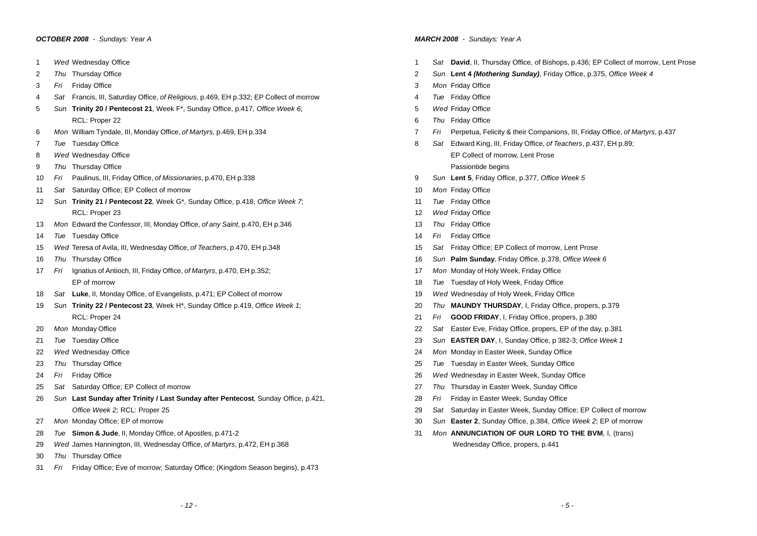***OCTOBER 2008*** *- Sundays: Year A*

1 *Wed* Wednesday Office
2 *Thu* Thursday Office
3 *Fri* Friday Office
4 *Sat* Francis, III, Saturday Office, *of Religious,* p.469, EH p.332; EP Collect of morrow
5 *Sun* **Trinity 20 / Pentecost 21**, Week F*, Sunday Office, p.417, *Office Week 6*; RCL: Proper 22
6 *Mon* William Tyndale, III, Monday Office, *of Martyrs*, p.469, EH p.334
7 *Tue* Tuesday Office
8 *Wed* Wednesday Office
9 *Thu* Thursday Office
10 *Fri* Paulinus, III, Friday Office, *of Missionaries*, p.470, EH p.338
11 *Sat* Saturday Office; EP Collect of morrow
12 *Sun* **Trinity 21 / Pentecost 22**, Week G*, Sunday Office, p.418, *Office Week 7*; RCL: Proper 23
13 *Mon* Edward the Confessor, III, Monday Office, *of any Saint*, p.470, EH p.346
14 *Tue* Tuesday Office
15 *Wed* Teresa of Avila, III, Wednesday Office, *of Teachers*, p.470, EH p.348
16 *Thu* Thursday Office
17 *Fri* Ignatius of Antioch, III, Friday Office, *of Martyrs*, p.470, EH p.352; EP of morrow
18 *Sat* **Luke**, II, Monday Office, of Evangelists, p.471; EP Collect of morrow
19 *Sun* **Trinity 22 / Pentecost 23**, Week H*, Sunday Office p.419, *Office Week 1*; RCL: Proper 24
20 *Mon* Monday Office
21 *Tue* Tuesday Office
22 *Wed* Wednesday Office
23 *Thu* Thursday Office
24 *Fri* Friday Office
25 *Sat* Saturday Office; EP Collect of morrow
26 *Sun* **Last Sunday after Trinity / Last Sunday after Pentecost**, Sunday Office, p.421, *Office Week 2;* RCL: Proper 25
27 *Mon* Monday Office; EP of morrow
28 *Tue* **Simon & Jude**, II, Monday Office, of Apostles, p.471-2
29 *Wed* James Hannington, III, Wednesday Office, *of Martyrs*, p.472, EH p.368
30 *Thu* Thursday Office
31 *Fri* Friday Office; Eve of morrow; Saturday Office; (Kingdom Season begins), p.473

***MARCH 2008*** *- Sundays: Year A*

1 *Sat* **David**, II, Thursday Office, of Bishops, p.436; EP Collect of morrow, Lent Prose
2 *Sun* **Lent 4 *(Mothering Sunday)***, Friday Office, p.375, *Office Week 4*
3 *Mon* Friday Office
4 *Tue* Friday Office
5 *Wed* Friday Office
6 *Thu* Friday Office
7 *Fri* Perpetua, Felicity & their Companions, III, Friday Office, *of Martyrs*, p.437
8 *Sat* Edward King, III, Friday Office, *of Teachers*, p.437, EH p.89; EP Collect of morrow, Lent Prose
Passiontide begins
9 *Sun* **Lent 5**, Friday Office, p.377, *Office Week 5*
10 *Mon* Friday Office
11 *Tue* Friday Office
12 *Wed* Friday Office
13 *Thu* Friday Office
14 *Fri* Friday Office
15 *Sat* Friday Office; EP Collect of morrow, Lent Prose
16 *Sun* **Palm Sunday**, Friday Office, p.378, *Office Week 6*
17 *Mon* Monday of Holy Week, Friday Office
18 *Tue* Tuesday of Holy Week, Friday Office
19 *Wed* Wednesday of Holy Week, Friday Office
20 *Thu* **MAUNDY THURSDAY**, I, Friday Office, propers, p.379
21 *Fri* **GOOD FRIDAY**, I, Friday Office, propers, p.380
22 *Sat* Easter Eve, Friday Office, propers, EP of the day, p.381
23 *Sun* **EASTER DAY**, I, Sunday Office, p 382-3; *Office Week 1*
24 *Mon* Monday in Easter Week, Sunday Office
25 *Tue* Tuesday in Easter Week, Sunday Office
26 *Wed* Wednesday in Easter Week, Sunday Office
27 *Thu* Thursday in Easter Week, Sunday Office
28 *Fri* Friday in Easter Week, Sunday Office
29 *Sat* Saturday in Easter Week, Sunday Office; EP Collect of morrow
30 *Sun* **Easter 2**, Sunday Office, p.384, *Office Week 2*; EP of morrow
31 *Mon* **ANNUNCIATION OF OUR LORD TO THE BVM**, I, (trans) Wednesday Office, propers, p.441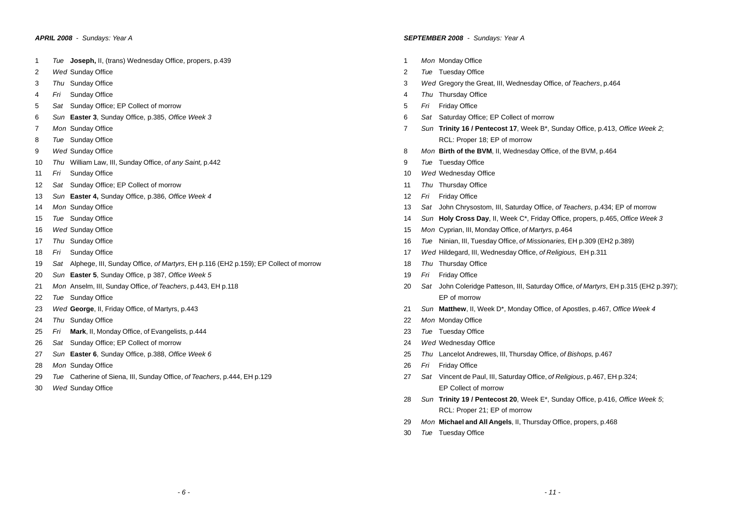***APRIL 2008*** *- Sundays: Year A*

1 *Tue* **Joseph,** II, (trans) Wednesday Office, propers, p.439
2 *Wed* Sunday Office
3 *Thu* Sunday Office
4 *Fri* Sunday Office
5 *Sat* Sunday Office; EP Collect of morrow
6 *Sun* **Easter 3**, Sunday Office, p.385, *Office Week 3*
7 *Mon* Sunday Office
8 *Tue* Sunday Office
9 *Wed* Sunday Office
10 *Thu* William Law, III, Sunday Office, *of any Saint,* p.442
11 *Fri* Sunday Office
12 *Sat* Sunday Office; EP Collect of morrow
13 *Sun* **Easter 4,** Sunday Office, p.386, *Office Week 4*
14 *Mon* Sunday Office
15 *Tue* Sunday Office
16 *Wed* Sunday Office
17 *Thu* Sunday Office
18 *Fri* Sunday Office
19 *Sat* Alphege, III, Sunday Office, *of Martyrs*, EH p.116 (EH2 p.159); EP Collect of morrow
20 *Sun* **Easter 5**, Sunday Office, p 387, *Office Week 5*
21 *Mon* Anselm, III, Sunday Office, *of Teachers*, p.443, EH p.118
22 *Tue* Sunday Office
23 *Wed* **George**, II, Friday Office, of Martyrs, p.443
24 *Thu* Sunday Office
25 *Fri* **Mark**, II, Monday Office, of Evangelists, p.444
26 *Sat* Sunday Office; EP Collect of morrow
27 *Sun* **Easter 6**, Sunday Office, p.388, *Office Week 6*
28 *Mon* Sunday Office
29 *Tue* Catherine of Siena, III, Sunday Office, *of Teachers*, p.444, EH p.129
30 *Wed* Sunday Office

***SEPTEMBER 2008*** *- Sundays: Year A*

1 *Mon* Monday Office
2 *Tue* Tuesday Office
3 *Wed* Gregory the Great, III, Wednesday Office, o*f Teachers*, p.464
4 *Thu* Thursday Office
5 *Fri* Friday Office
6 *Sat* Saturday Office; EP Collect of morrow
7 *Sun* **Trinity 16 / Pentecost 17**, Week B*, Sunday Office, p.413, *Office Week 2*; RCL: Proper 18; EP of morrow
8 *Mon* **Birth of the BVM**, II, Wednesday Office, of the BVM, p.464
9 *Tue* Tuesday Office
10 *Wed* Wednesday Office
11 *Thu* Thursday Office
12 *Fri* Friday Office
13 *Sat* John Chrysostom, III, Saturday Office, *of Teachers*, p.434; EP of morrow
14 *Sun* **Holy Cross Day**, II, Week C*, Friday Office, propers, p.465, *Office Week 3*
15 *Mon* Cyprian, III, Monday Office, *of Martyrs*, p.464
16 *Tue* Ninian, III, Tuesday Office, *of Missionaries,* EH p.309 (EH2 p.389)
17 *Wed* Hildegard, III, Wednesday Office, *of Religious*, EH p.311
18 *Thu* Thursday Office
19 *Fri* Friday Office
20 *Sat* John Coleridge Patteson, III, Saturday Office, *of Martyrs*, EH p.315 (EH2 p.397); EP of morrow
21 *Sun* **Matthew**, II, Week D*, Monday Office, of Apostles, p.467, *Office Week 4*
22 *Mon* Monday Office
23 *Tue* Tuesday Office
24 *Wed* Wednesday Office
25 *Thu* Lancelot Andrewes, III, Thursday Office, *of Bishops,* p.467
26 *Fri* Friday Office
27 *Sat* Vincent de Paul, III, Saturday Office, *of Religious*, p.467, EH p.324; EP Collect of morrow
28 *Sun* **Trinity 19 / Pentecost 20**, Week E*, Sunday Office, p.416, *Office Week 5*; RCL: Proper 21; EP of morrow
29 *Mon* **Michael and All Angels**, II, Thursday Office, propers, p.468
30 *Tue* Tuesday Office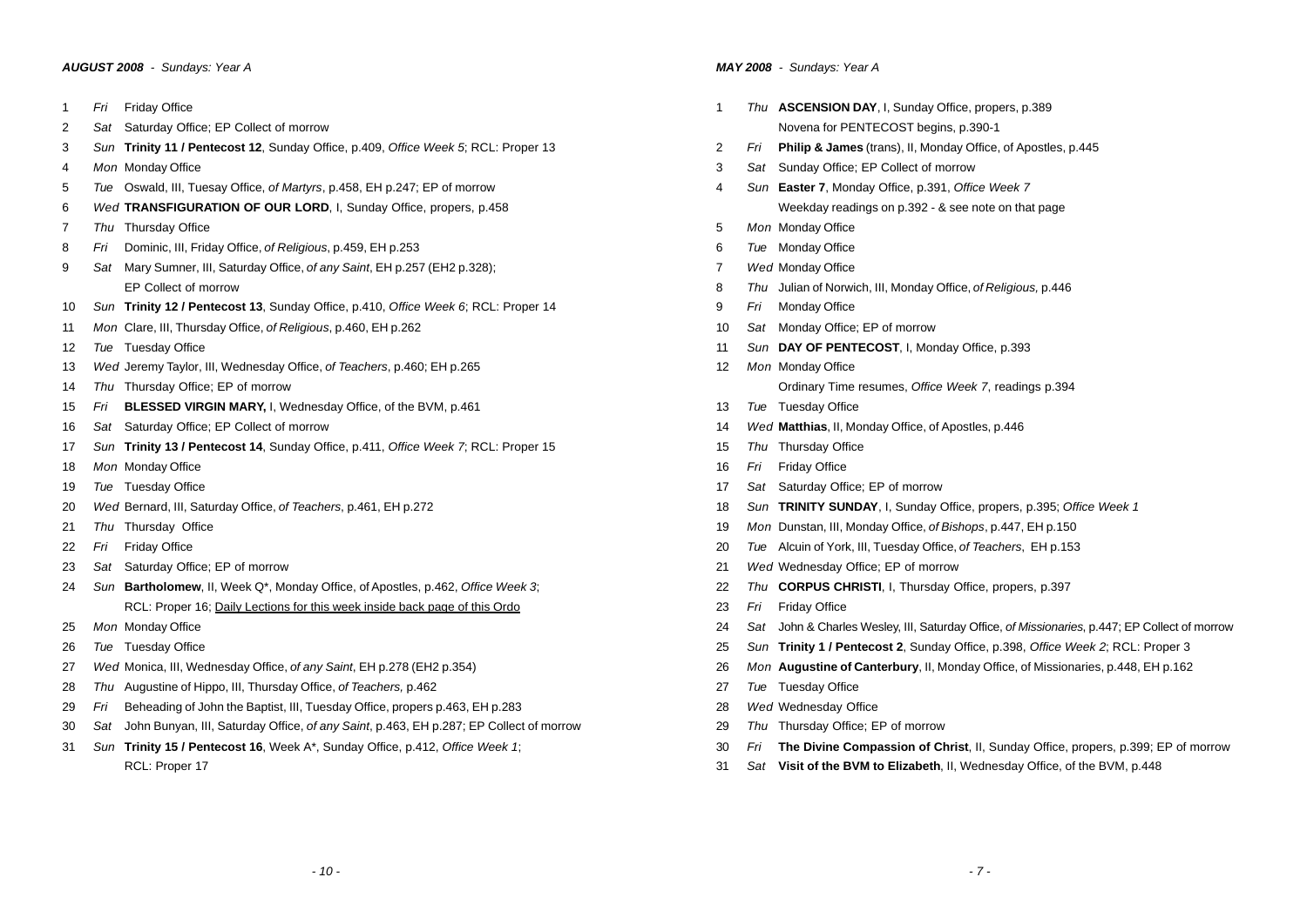### *AUGUST 2008 - Sundays: Year A*

| | | |
|---|---|---|
| 1 | *Fri* | Friday Office |
| 2 | *Sat* | Saturday Office; EP Collect of morrow |
| 3 | *Sun* | **Trinity 11 / Pentecost 12**, Sunday Office, p.409, *Office Week 5*; RCL: Proper 13 |
| 4 | *Mon* | Monday Office |
| 5 | *Tue* | Oswald, III, Tuesay Office, *of Martyrs*, p.458, EH p.247; EP of morrow |
| 6 | *Wed* | **TRANSFIGURATION OF OUR LORD**, I, Sunday Office, propers, p.458 |
| 7 | *Thu* | Thursday Office |
| 8 | *Fri* | Dominic, III, Friday Office, *of Religious*, p.459, EH p.253 |
| 9 | *Sat* | Mary Sumner, III, Saturday Office, *of any Saint*, EH p.257 (EH2 p.328); EP Collect of morrow |
| 10 | *Sun* | **Trinity 12 / Pentecost 13**, Sunday Office, p.410, *Office Week 6*; RCL: Proper 14 |
| 11 | *Mon* | Clare, III, Thursday Office, *of Religious*, p.460, EH p.262 |
| 12 | *Tue* | Tuesday Office |
| 13 | *Wed* | Jeremy Taylor, III, Wednesday Office, *of Teachers*, p.460; EH p.265 |
| 14 | *Thu* | Thursday Office; EP of morrow |
| 15 | *Fri* | **BLESSED VIRGIN MARY,** I, Wednesday Office, of the BVM, p.461 |
| 16 | *Sat* | Saturday Office; EP Collect of morrow |
| 17 | *Sun* | **Trinity 13 / Pentecost 14**, Sunday Office, p.411, *Office Week 7*; RCL: Proper 15 |
| 18 | *Mon* | Monday Office |
| 19 | *Tue* | Tuesday Office |
| 20 | *Wed* | Bernard, III, Saturday Office, *of Teachers*, p.461, EH p.272 |
| 21 | *Thu* | Thursday Office |
| 22 | *Fri* | Friday Office |
| 23 | *Sat* | Saturday Office; EP of morrow |
| 24 | *Sun* | **Bartholomew**, II, Week Q*, Monday Office, of Apostles, p.462, *Office Week 3*; RCL: Proper 16; <u>Daily Lections for this week inside back page of this Ordo</u> |
| 25 | *Mon* | Monday Office |
| 26 | *Tue* | Tuesday Office |
| 27 | *Wed* | Monica, III, Wednesday Office, *of any Saint*, EH p.278 (EH2 p.354) |
| 28 | *Thu* | Augustine of Hippo, III, Thursday Office, *of Teachers,* p.462 |
| 29 | *Fri* | Beheading of John the Baptist, III, Tuesday Office, propers p.463, EH p.283 |
| 30 | *Sat* | John Bunyan, III, Saturday Office, *of any Saint*, p.463, EH p.287; EP Collect of morrow |
| 31 | *Sun* | **Trinity 15 / Pentecost 16**, Week A*, Sunday Office, p.412, *Office Week 1*; RCL: Proper 17 |

### *MAY 2008 - Sundays: Year A*

| | | |
|---|---|---|
| 1 | *Thu* | **ASCENSION DAY**, I, Sunday Office, propers, p.389<br>Novena for PENTECOST begins, p.390-1 |
| 2 | *Fri* | **Philip & James** (trans), II, Monday Office, of Apostles, p.445 |
| 3 | *Sat* | Sunday Office; EP Collect of morrow |
| 4 | *Sun* | **Easter 7**, Monday Office, p.391, *Office Week 7*<br>Weekday readings on p.392 - & see note on that page |
| 5 | *Mon* | Monday Office |
| 6 | *Tue* | Monday Office |
| 7 | *Wed* | Monday Office |
| 8 | *Thu* | Julian of Norwich, III, Monday Office, *of Religious,* p.446 |
| 9 | *Fri* | Monday Office |
| 10 | *Sat* | Monday Office; EP of morrow |
| 11 | *Sun* | **DAY OF PENTECOST**, I, Monday Office, p.393 |
| 12 | *Mon* | Monday Office<br>Ordinary Time resumes, *Office Week 7*, readings p.394 |
| 13 | *Tue* | Tuesday Office |
| 14 | *Wed* | **Matthias**, II, Monday Office, of Apostles, p.446 |
| 15 | *Thu* | Thursday Office |
| 16 | *Fri* | Friday Office |
| 17 | *Sat* | Saturday Office; EP of morrow |
| 18 | *Sun* | **TRINITY SUNDAY**, I, Sunday Office, propers, p.395; *Office Week 1* |
| 19 | *Mon* | Dunstan, III, Monday Office, *of Bishops*, p.447, EH p.150 |
| 20 | *Tue* | Alcuin of York, III, Tuesday Office, *of Teachers*, EH p.153 |
| 21 | *Wed* | Wednesday Office; EP of morrow |
| 22 | *Thu* | **CORPUS CHRISTI**, I, Thursday Office, propers, p.397 |
| 23 | *Fri* | Friday Office |
| 24 | *Sat* | John & Charles Wesley, III, Saturday Office, *of Missionaries*, p.447; EP Collect of morrow |
| 25 | *Sun* | **Trinity 1 / Pentecost 2**, Sunday Office, p.398, *Office Week 2*; RCL: Proper 3 |
| 26 | *Mon* | **Augustine of Canterbury**, II, Monday Office, of Missionaries, p.448, EH p.162 |
| 27 | *Tue* | Tuesday Office |
| 28 | *Wed* | Wednesday Office |
| 29 | *Thu* | Thursday Office; EP of morrow |
| 30 | *Fri* | **The Divine Compassion of Christ**, II, Sunday Office, propers, p.399; EP of morrow |
| 31 | *Sat* | **Visit of the BVM to Elizabeth**, II, Wednesday Office, of the BVM, p.448 |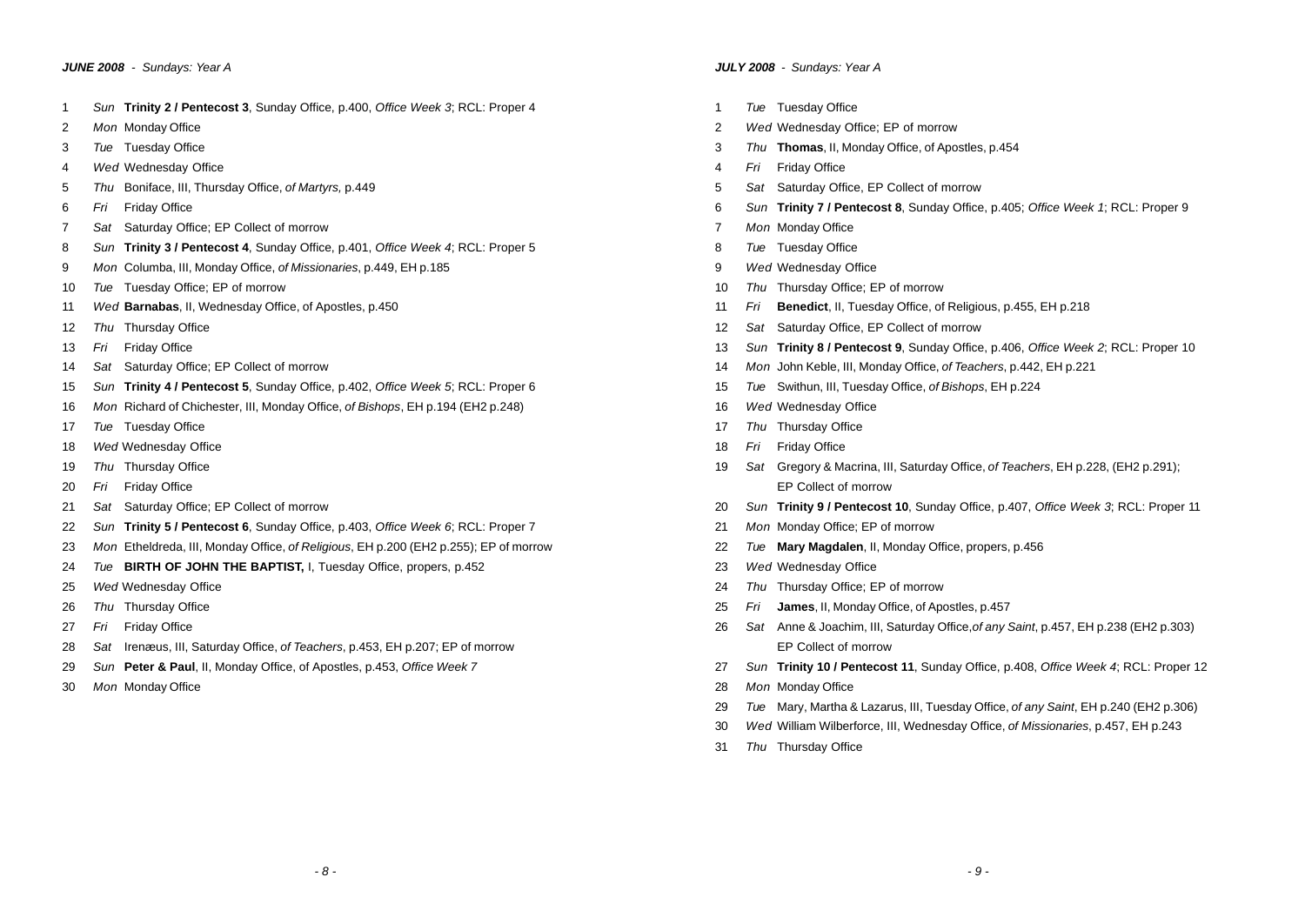***JUNE 2008*** *- Sundays: Year A*

1 *Sun* **Trinity 2 / Pentecost 3**, Sunday Office, p.400, *Office Week 3*; RCL: Proper 4
2 *Mon* Monday Office
3 *Tue* Tuesday Office
4 *Wed* Wednesday Office
5 *Thu* Boniface, III, Thursday Office, *of Martyrs,* p.449
6 *Fri* Friday Office
7 *Sat* Saturday Office; EP Collect of morrow
8 *Sun* **Trinity 3 / Pentecost 4**, Sunday Office, p.401, *Office Week 4*; RCL: Proper 5
9 *Mon* Columba, III, Monday Office, *of Missionaries*, p.449, EH p.185
10 *Tue* Tuesday Office; EP of morrow
11 *Wed* **Barnabas**, II, Wednesday Office, of Apostles, p.450
12 *Thu* Thursday Office
13 *Fri* Friday Office
14 *Sat* Saturday Office; EP Collect of morrow
15 *Sun* **Trinity 4 / Pentecost 5**, Sunday Office, p.402, *Office Week 5*; RCL: Proper 6
16 *Mon* Richard of Chichester, III, Monday Office, *of Bishops*, EH p.194 (EH2 p.248)
17 *Tue* Tuesday Office
18 *Wed* Wednesday Office
19 *Thu* Thursday Office
20 *Fri* Friday Office
21 *Sat* Saturday Office; EP Collect of morrow
22 *Sun* **Trinity 5 / Pentecost 6**, Sunday Office, p.403, *Office Week 6*; RCL: Proper 7
23 *Mon* Etheldreda, III, Monday Office, *of Religious*, EH p.200 (EH2 p.255); EP of morrow
24 *Tue* **BIRTH OF JOHN THE BAPTIST,** I, Tuesday Office, propers, p.452
25 *Wed* Wednesday Office
26 *Thu* Thursday Office
27 *Fri* Friday Office
28 *Sat* Irenæus, III, Saturday Office, *of Teachers*, p.453, EH p.207; EP of morrow
29 *Sun* **Peter & Paul**, II, Monday Office, of Apostles, p.453, *Office Week 7*
30 *Mon* Monday Office

***JULY 2008*** *- Sundays: Year A*

1 *Tue* Tuesday Office
2 *Wed* Wednesday Office; EP of morrow
3 *Thu* **Thomas**, II, Monday Office, of Apostles, p.454
4 *Fri* Friday Office
5 *Sat* Saturday Office, EP Collect of morrow
6 *Sun* **Trinity 7 / Pentecost 8**, Sunday Office, p.405; *Office Week 1*; RCL: Proper 9
7 *Mon* Monday Office
8 *Tue* Tuesday Office
9 *Wed* Wednesday Office
10 *Thu* Thursday Office; EP of morrow
11 *Fri* **Benedict**, II, Tuesday Office, of Religious, p.455, EH p.218
12 *Sat* Saturday Office, EP Collect of morrow
13 *Sun* **Trinity 8 / Pentecost 9**, Sunday Office, p.406, *Office Week 2*; RCL: Proper 10
14 *Mon* John Keble, III, Monday Office, *of Teachers*, p.442, EH p.221
15 *Tue* Swithun, III, Tuesday Office, *of Bishops*, EH p.224
16 *Wed* Wednesday Office
17 *Thu* Thursday Office
18 *Fri* Friday Office
19 *Sat* Gregory & Macrina, III, Saturday Office, *of Teachers*, EH p.228, (EH2 p.291); EP Collect of morrow
20 *Sun* **Trinity 9 / Pentecost 10**, Sunday Office, p.407, *Office Week 3*; RCL: Proper 11
21 *Mon* Monday Office; EP of morrow
22 *Tue* **Mary Magdalen**, II, Monday Office, propers, p.456
23 *Wed* Wednesday Office
24 *Thu* Thursday Office; EP of morrow
25 *Fri* **James**, II, Monday Office, of Apostles, p.457
26 *Sat* Anne & Joachim, III, Saturday Office,*of any Saint*, p.457, EH p.238 (EH2 p.303) EP Collect of morrow
27 *Sun* **Trinity 10 / Pentecost 11**, Sunday Office, p.408, *Office Week 4*; RCL: Proper 12
28 *Mon* Monday Office
29 *Tue* Mary, Martha & Lazarus, III, Tuesday Office, *of any Saint*, EH p.240 (EH2 p.306)
30 *Wed* William Wilberforce, III, Wednesday Office, *of Missionaries*, p.457, EH p.243
31 *Thu* Thursday Office